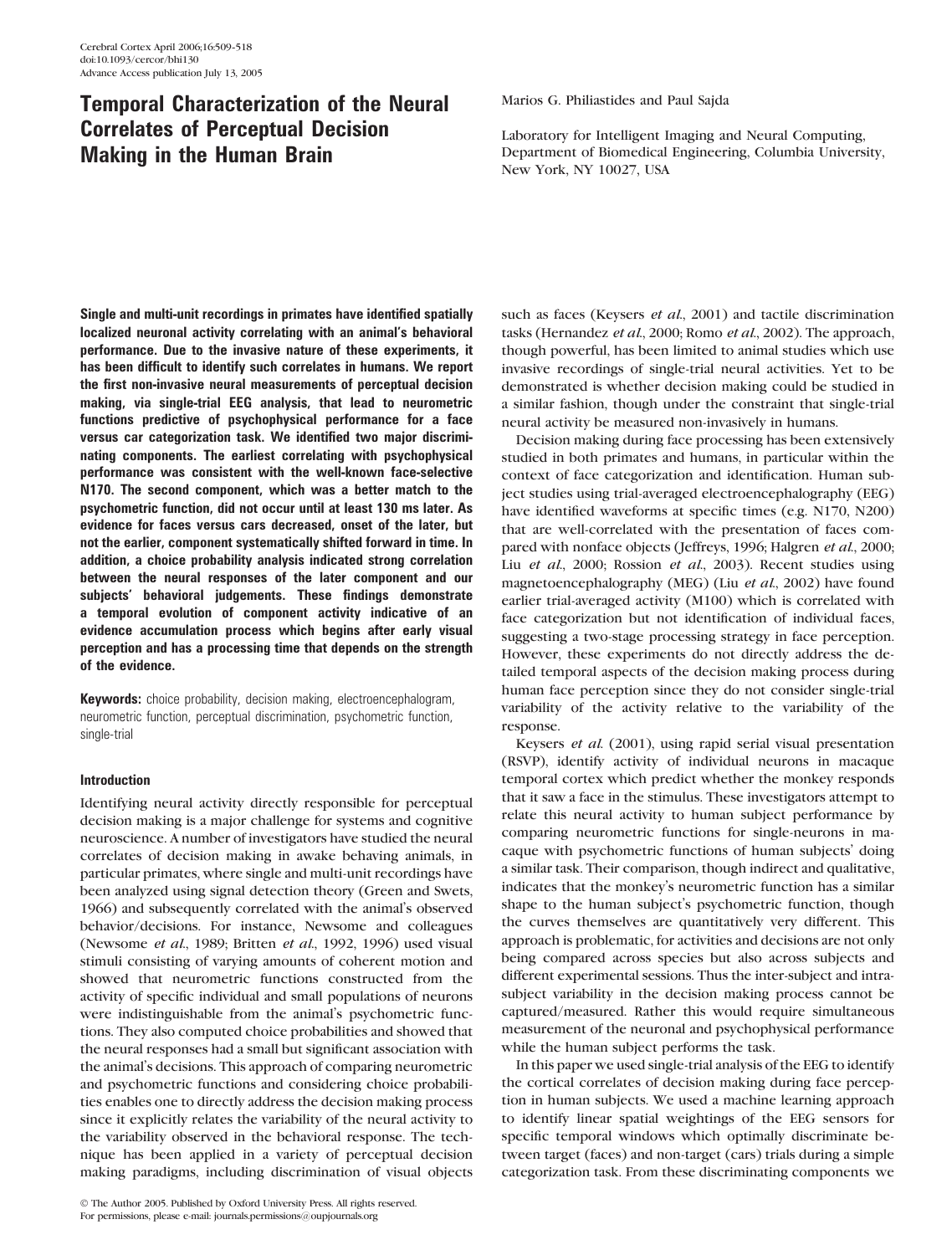# Temporal Characterization of the Neural Correlates of Perceptual Decision Making in the Human Brain

Marios G. Philiastides and Paul Sajda

Laboratory for Intelligent Imaging and Neural Computing, Department of Biomedical Engineering, Columbia University, New York, NY 10027, USA

**Single and multi-unit recordings in primates have identified spatially localized neuronal activity correlating with an animal's behavioral performance. Due to the invasive nature of these experiments, it has been difficult to identify such correlates in humans. We report the first non-invasive neural measurements of perceptual decision making, via single-trial EEG analysis, that lead to neurometric functions predictive of psychophysical performance for a face versus car categorization task. We identified two major discriminating components. The earliest correlating with psychophysical performance was consistent with the well-known face-selective N170. The second component, which was a better match to the psychometric function, did not occur until at least 130 ms later. As evidence for faces versus cars decreased, onset of the later, but not the earlier, component systematically shifted forward in time. In addition, a choice probability analysis indicated strong correlation between the neural responses of the later component and our subjects' behavioral judgements. These findings demonstrate a temporal evolution of component activity indicative of an evidence accumulation process which begins after early visual perception and has a processing time that depends on the strength of the evidence.**

**Keywords:** choice probability, decision making, electroencephalogram, neurometric function, perceptual discrimination, psychometric function, single-trial

## Introduction

Identifying neural activity directly responsible for perceptual decision making is a major challenge for systems and cognitive neuroscience. A number of investigators have studied the neural correlates of decision making in awake behaving animals, in particular primates, where single and multi-unit recordings have been analyzed using signal detection theory (Green and Swets, 1966) and subsequently correlated with the animal's observed behavior/decisions. For instance, Newsome and colleagues (Newsome *et al.*, 1989; Britten *et al.*, 1992, 1996) used visual stimuli consisting of varying amounts of coherent motion and showed that neurometric functions constructed from the activity of specific individual and small populations of neurons were indistinguishable from the animal's psychometric functions. They also computed choice probabilities and showed that the neural responses had a small but significant association with the animal's decisions. This approach of comparing neurometric and psychometric functions and considering choice probabilities enables one to directly address the decision making process since it explicitly relates the variability of the neural activity to the variability observed in the behavioral response. The technique has been applied in a variety of perceptual decision making paradigms, including discrimination of visual objects such as faces (Keysers *et al.*, 2001) and tactile discrimination tasks (Hernandez *et al.*, 2000; Romo *et al.*, 2002). The approach, though powerful, has been limited to animal studies which use invasive recordings of single-trial neural activities. Yet to be demonstrated is whether decision making could be studied in a similar fashion, though under the constraint that single-trial neural activity be measured non-invasively in humans.

Decision making during face processing has been extensively studied in both primates and humans, in particular within the context of face categorization and identification. Human subject studies using trial-averaged electroencephalography (EEG) have identified waveforms at specific times (e.g. N170, N200) that are well-correlated with the presentation of faces compared with nonface objects (Jeffreys, 1996; Halgren *et al.*, 2000; Liu *et al.*, 2000; Rossion *et al.*, 2003). Recent studies using magnetoencephalography (MEG) (Liu *et al.*, 2002) have found earlier trial-averaged activity (M100) which is correlated with face categorization but not identification of individual faces, suggesting a two-stage processing strategy in face perception. However, these experiments do not directly address the detailed temporal aspects of the decision making process during human face perception since they do not consider single-trial variability of the activity relative to the variability of the response.

Keysers *et al.* (2001), using rapid serial visual presentation (RSVP), identify activity of individual neurons in macaque temporal cortex which predict whether the monkey responds that it saw a face in the stimulus. These investigators attempt to relate this neural activity to human subject performance by comparing neurometric functions for single-neurons in macaque with psychometric functions of human subjects' doing a similar task. Their comparison, though indirect and qualitative, indicates that the monkey's neurometric function has a similar shape to the human subject's psychometric function, though the curves themselves are quantitatively very different. This approach is problematic, for activities and decisions are not only being compared across species but also across subjects and different experimental sessions. Thus the inter-subject and intra-subject variability in the decision making process cannot be captured/measured. Rather this would require simultaneous measurement of the neuronal and psychophysical performance while the human subject performs the task.

In this paper we used single-trial analysis of the EEG to identify the cortical correlates of decision making during face perception in human subjects. We used a machine learning approach to identify linear spatial weightings of the EEG sensors for specific temporal windows which optimally discriminate between target (faces) and non-target (cars) trials during a simple categorization task. From these discriminating components we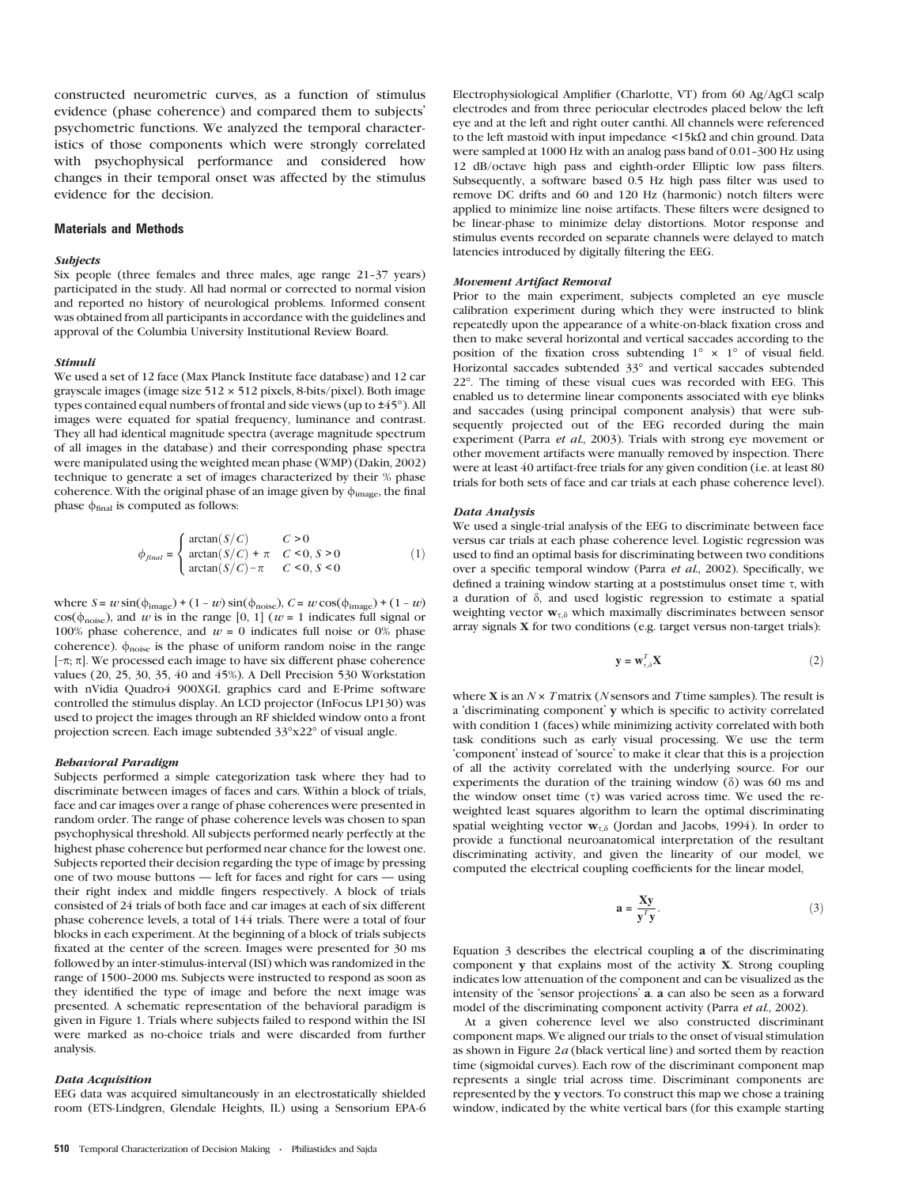constructed neurometric curves, as a function of stimulus evidence (phase coherence) and compared them to subjects' psychometric functions. We analyzed the temporal characteristics of those components which were strongly correlated with psychophysical performance and considered how changes in their temporal onset was affected by the stimulus evidence for the decision.

## Materials and Methods

### *Subjects*

Six people (three females and three males, age range 21–37 years) participated in the study. All had normal or corrected to normal vision and reported no history of neurological problems. Informed consent was obtained from all participants in accordance with the guidelines and approval of the Columbia University Institutional Review Board.

### *Stimuli*

We used a set of 12 face (Max Planck Institute face database) and 12 car grayscale images (image size 512 × 512 pixels, 8-bits/pixel). Both image types contained equal numbers of frontal and side views (up to ±45°). All images were equated for spatial frequency, luminance and contrast. They all had identical magnitude spectra (average magnitude spectrum of all images in the database) and their corresponding phase spectra were manipulated using the weighted mean phase (WMP) (Dakin, 2002) technique to generate a set of images characterized by their % phase coherence. With the original phase of an image given by $\phi_{image}$, the final phase $\phi_{final}$ is computed as follows:

$$\phi_{final} = \begin{cases} \arctan(S/C) & C > 0 \\ \arctan(S/C) + \pi & C < 0, S > 0 \\ \arctan(S/C) - \pi & C < 0, S < 0 \end{cases} \tag{1}$$

where $S = w\sin(\phi_{image}) + (1 - w)\sin(\phi_{noise})$, $C = w\cos(\phi_{image}) + (1 - w)\cos(\phi_{noise})$, and $w$ is in the range [0, 1] ($w$ = 1 indicates full signal or 100% phase coherence, and $w$ = 0 indicates full noise or 0% phase coherence). $\phi_{noise}$ is the phase of uniform random noise in the range $[-\pi; \pi]$. We processed each image to have six different phase coherence values (20, 25, 30, 35, 40 and 45%). A Dell Precision 530 Workstation with nVidia Quadro4 900XGL graphics card and E-Prime software controlled the stimulus display. An LCD projector (InFocus LP130) was used to project the images through an RF shielded window onto a front projection screen. Each image subtended 33°x22° of visual angle.

### *Behavioral Paradigm*

Subjects performed a simple categorization task where they had to discriminate between images of faces and cars. Within a block of trials, face and car images over a range of phase coherences were presented in random order. The range of phase coherence levels was chosen to span psychophysical threshold. All subjects performed nearly perfectly at the highest phase coherence but performed near chance for the lowest one. Subjects reported their decision regarding the type of image by pressing one of two mouse buttons — left for faces and right for cars — using their right index and middle fingers respectively. A block of trials consisted of 24 trials of both face and car images at each of six different phase coherence levels, a total of 144 trials. There were a total of four blocks in each experiment. At the beginning of a block of trials subjects fixated at the center of the screen. Images were presented for 30 ms followed by an inter-stimulus-interval (ISI) which was randomized in the range of 1500–2000 ms. Subjects were instructed to respond as soon as they identified the type of image and before the next image was presented. A schematic representation of the behavioral paradigm is given in Figure 1. Trials where subjects failed to respond within the ISI were marked as no-choice trials and were discarded from further analysis.

### *Data Acquisition*

EEG data was acquired simultaneously in an electrostatically shielded room (ETS-Lindgren, Glendale Heights, IL) using a Sensorium EPA-6 Electrophysiological Amplifier (Charlotte, VT) from 60 Ag/AgCl scalp electrodes and from three periocular electrodes placed below the left eye and at the left and right outer canthi. All channels were referenced to the left mastoid with input impedance <15kΩ and chin ground. Data were sampled at 1000 Hz with an analog pass band of 0.01–300 Hz using 12 dB/octave high pass and eighth-order Elliptic low pass filters. Subsequently, a software based 0.5 Hz high pass filter was used to remove DC drifts and 60 and 120 Hz (harmonic) notch filters were applied to minimize line noise artifacts. These filters were designed to be linear-phase to minimize delay distortions. Motor response and stimulus events recorded on separate channels were delayed to match latencies introduced by digitally filtering the EEG.

### *Movement Artifact Removal*

Prior to the main experiment, subjects completed an eye muscle calibration experiment during which they were instructed to blink repeatedly upon the appearance of a white-on-black fixation cross and then to make several horizontal and vertical saccades according to the position of the fixation cross subtending 1° × 1° of visual field. Horizontal saccades subtended 33° and vertical saccades subtended 22°. The timing of these visual cues was recorded with EEG. This enabled us to determine linear components associated with eye blinks and saccades (using principal component analysis) that were subsequently projected out of the EEG recorded during the main experiment (Parra *et al*., 2003). Trials with strong eye movement or other movement artifacts were manually removed by inspection. There were at least 40 artifact-free trials for any given condition (i.e. at least 80 trials for both sets of face and car trials at each phase coherence level).

### *Data Analysis*

We used a single-trial analysis of the EEG to discriminate between face versus car trials at each phase coherence level. Logistic regression was used to find an optimal basis for discriminating between two conditions over a specific temporal window (Parra *et al*., 2002). Specifically, we defined a training window starting at a poststimulus onset time $\tau$, with a duration of $\delta$, and used logistic regression to estimate a spatial weighting vector $\mathbf{w}_{\tau,\delta}$ which maximally discriminates between sensor array signals $\mathbf{X}$ for two conditions (e.g. target versus non-target trials):

$$\mathbf{y} = \mathbf{w}_{\tau,\delta}^{T}\mathbf{X} \tag{2}$$

where $\mathbf{X}$ is an $N \times T$ matrix ($N$ sensors and $T$ time samples). The result is a 'discriminating component' $\mathbf{y}$ which is specific to activity correlated with condition 1 (faces) while minimizing activity correlated with both task conditions such as early visual processing. We use the term 'component' instead of 'source' to make it clear that this is a projection of all the activity correlated with the underlying source. For our experiments the duration of the training window ($\delta$) was 60 ms and the window onset time ($\tau$) was varied across time. We used the re-weighted least squares algorithm to learn the optimal discriminating spatial weighting vector $\mathbf{w}_{\tau,\delta}$ (Jordan and Jacobs, 1994). In order to provide a functional neuroanatomical interpretation of the resultant discriminating activity, and given the linearity of our model, we computed the electrical coupling coefficients for the linear model,

$$\mathbf{a} = \frac{\mathbf{X}\mathbf{y}}{\mathbf{y}^{T}\mathbf{y}}. \tag{3}$$

Equation 3 describes the electrical coupling $\mathbf{a}$ of the discriminating component $\mathbf{y}$ that explains most of the activity $\mathbf{X}$. Strong coupling indicates low attenuation of the component and can be visualized as the intensity of the 'sensor projections' $\mathbf{a}$. $\mathbf{a}$ can also be seen as a forward model of the discriminating component activity (Parra *et al*., 2002).

At a given coherence level we also constructed discriminant component maps. We aligned our trials to the onset of visual stimulation as shown in Figure 2*a* (black vertical line) and sorted them by reaction time (sigmoidal curves). Each row of the discriminant component map represents a single trial across time. Discriminant components are represented by the $\mathbf{y}$ vectors. To construct this map we chose a training window, indicated by the white vertical bars (for this example starting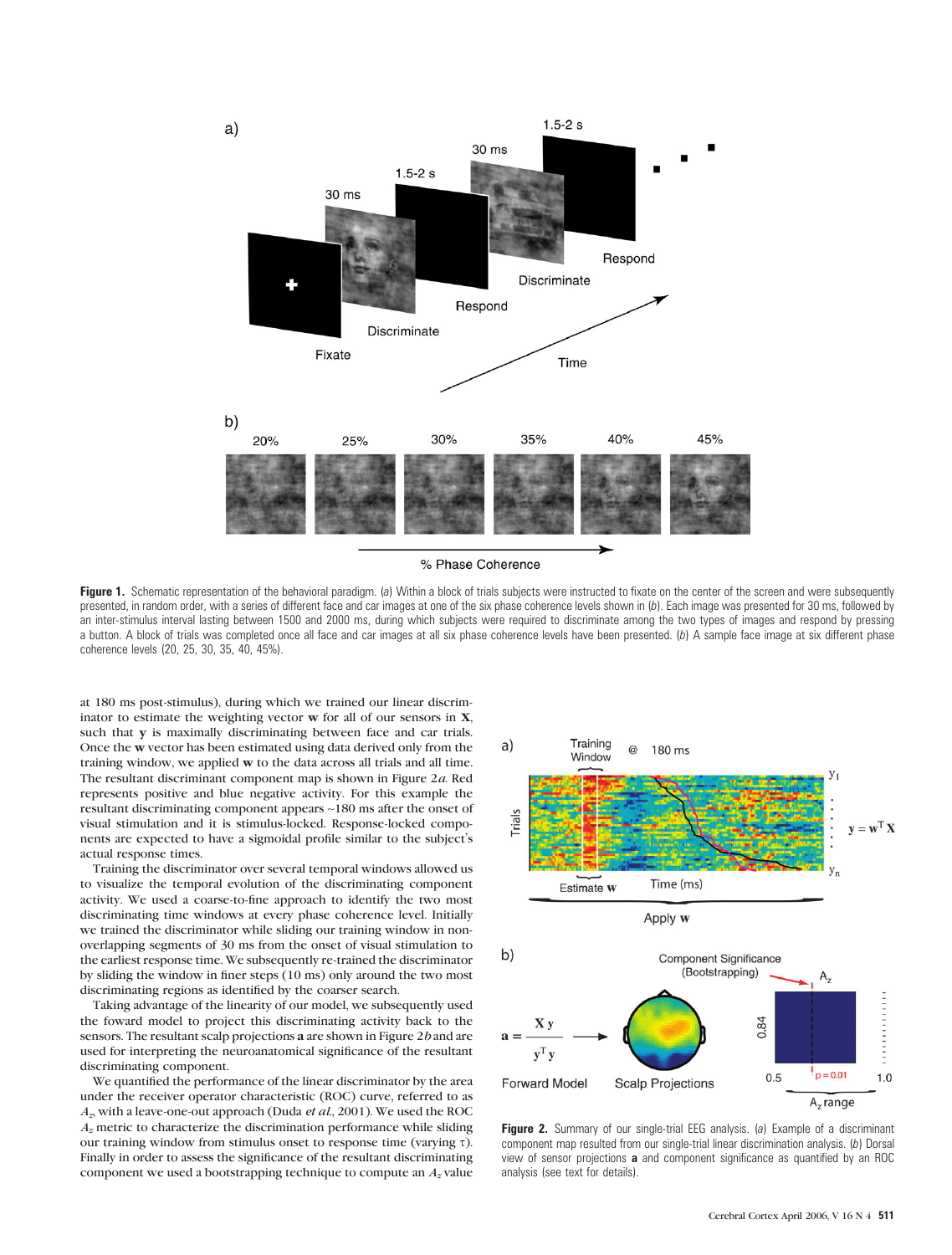**Figure 1.** Schematic representation of the behavioral paradigm. (*a*) Within a block of trials subjects were instructed to fixate on the center of the screen and were subsequently presented, in random order, with a series of different face and car images at one of the six phase coherence levels shown in (*b*). Each image was presented for 30 ms, followed by an inter-stimulus interval lasting between 1500 and 2000 ms, during which subjects were required to discriminate among the two types of images and respond by pressing a button. A block of trials was completed once all face and car images at all six phase coherence levels have been presented. (*b*) A sample face image at six different phase coherence levels (20, 25, 30, 35, 40, 45%).

at 180 ms post-stimulus), during which we trained our linear discriminator to estimate the weighting vector $\mathbf{w}$ for all of our sensors in $\mathbf{X}$, such that $\mathbf{y}$ is maximally discriminating between face and car trials. Once the $\mathbf{w}$ vector has been estimated using data derived only from the training window, we applied $\mathbf{w}$ to the data across all trials and all time. The resultant discriminant component map is shown in Figure 2*a*. Red represents positive and blue negative activity. For this example the resultant discriminating component appears ~180 ms after the onset of visual stimulation and it is stimulus-locked. Response-locked components are expected to have a sigmoidal profile similar to the subject's actual response times.

Training the discriminator over several temporal windows allowed us to visualize the temporal evolution of the discriminating component activity. We used a coarse-to-fine approach to identify the two most discriminating time windows at every phase coherence level. Initially we trained the discriminator while sliding our training window in non-overlapping segments of 30 ms from the onset of visual stimulation to the earliest response time. We subsequently re-trained the discriminator by sliding the window in finer steps (10 ms) only around the two most discriminating regions as identified by the coarser search.

Taking advantage of the linearity of our model, we subsequently used the foward model to project this discriminating activity back to the sensors. The resultant scalp projections $\mathbf{a}$ are shown in Figure 2*b* and are used for interpreting the neuroanatomical significance of the resultant discriminating component.

We quantified the performance of the linear discriminator by the area under the receiver operator characteristic (ROC) curve, referred to as $A_z$, with a leave-one-out approach (Duda *et al*., 2001). We used the ROC $A_z$ metric to characterize the discrimination performance while sliding our training window from stimulus onset to response time (varying $\tau$). Finally in order to assess the significance of the resultant discriminating component we used a bootstrapping technique to compute an $A_z$ value

**Figure 2.** Summary of our single-trial EEG analysis. (*a*) Example of a discriminant component map resulted from our single-trial linear discrimination analysis. (*b*) Dorsal view of sensor projections $\mathbf{a}$ and component significance as quantified by an ROC analysis (see text for details).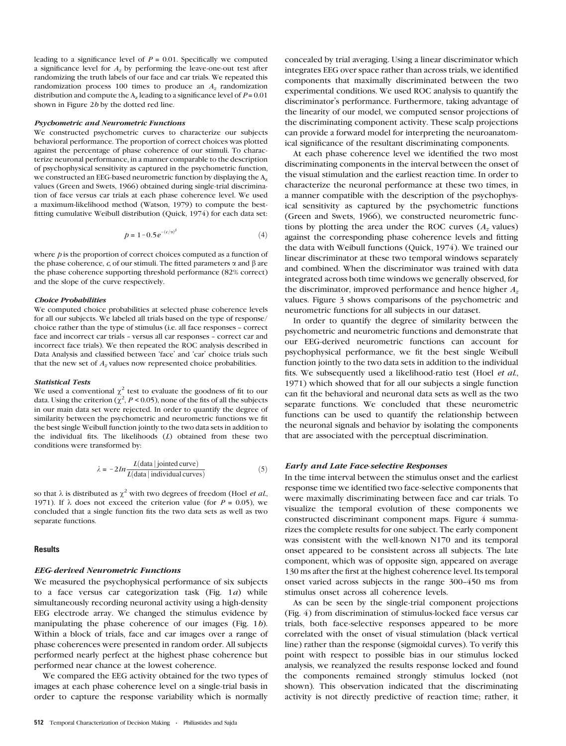leading to a significance level of $P = 0.01$. Specifically we computed a significance level for $A_z$ by performing the leave-one-out test after randomizing the truth labels of our face and car trials. We repeated this randomization process 100 times to produce an $A_z$ randomization distribution and compute the $A_z$ leading to a significance level of $P = 0.01$ shown in Figure 2*b* by the dotted red line.

#### *Psychometric and Neurometric Functions*

We constructed psychometric curves to characterize our subjects behavioral performance. The proportion of correct choices was plotted against the percentage of phase coherence of our stimuli. To characterize neuronal performance, in a manner comparable to the description of psychophysical sensitivity as captured in the psychometric function, we constructed an EEG-based neurometric function by displaying the $A_z$ values (Green and Swets, 1966) obtained during single-trial discrimination of face versus car trials at each phase coherence level. We used a maximum-likelihood method (Watson, 1979) to compute the best-fitting cumulative Weibull distribution (Quick, 1974) for each data set:

$$p = 1 - 0.5e^{-(c/\alpha)^{\beta}} \tag{4}$$

where $p$ is the proportion of correct choices computed as a function of the phase coherence, $c$, of our stimuli. The fitted parameters $\alpha$ and $\beta$ are the phase coherence supporting threshold performance (82% correct) and the slope of the curve respectively.

#### *Choice Probabilities*

We computed choice probabilities at selected phase coherence levels for all our subjects. We labeled all trials based on the type of response/choice rather than the type of stimulus (i.e. all face responses – correct face and incorrect car trials – versus all car responses – correct car and incorrect face trials). We then repeated the ROC analysis described in Data Analysis and classified between 'face' and 'car' choice trials such that the new set of $A_z$ values now represented choice probabilities.

#### *Statistical Tests*

We used a conventional $\chi^2$ test to evaluate the goodness of fit to our data. Using the criterion ($\chi^2$, $P < 0.05$), none of the fits of all the subjects in our main data set were rejected. In order to quantify the degree of similarity between the psychometric and neurometric functions we fit the best single Weibull function jointly to the two data sets in addition to the individual fits. The likelihoods ($L$) obtained from these two conditions were transformed by:

$$\lambda = -2ln\frac{L(\text{data} \mid \text{jointed curve})}{L(\text{data} \mid \text{individual curves})} \tag{5}$$

so that $\lambda$ is distributed as $\chi^2$ with two degrees of freedom (Hoel *et al.*, 1971). If $\lambda$ does not exceed the criterion value (for $P = 0.05$), we concluded that a single function fits the two data sets as well as two separate functions.

## Results

#### *EEG-derived Neurometric Functions*

We measured the psychophysical performance of six subjects to a face versus car categorization task (Fig. 1*a*) while simultaneously recording neuronal activity using a high-density EEG electrode array. We changed the stimulus evidence by manipulating the phase coherence of our images (Fig. 1*b*). Within a block of trials, face and car images over a range of phase coherences were presented in random order. All subjects performed nearly perfect at the highest phase coherence but performed near chance at the lowest coherence.

We compared the EEG activity obtained for the two types of images at each phase coherence level on a single-trial basis in order to capture the response variability which is normally concealed by trial averaging. Using a linear discriminator which integrates EEG over space rather than across trials, we identified components that maximally discriminated between the two experimental conditions. We used ROC analysis to quantify the discriminator's performance. Furthermore, taking advantage of the linearity of our model, we computed sensor projections of the discriminating component activity. These scalp projections can provide a forward model for interpreting the neuroanatomical significance of the resultant discriminating components.

At each phase coherence level we identified the two most discriminating components in the interval between the onset of the visual stimulation and the earliest reaction time. In order to characterize the neuronal performance at these two times, in a manner compatible with the description of the psychophysical sensitivity as captured by the psychometric functions (Green and Swets, 1966), we constructed neurometric functions by plotting the area under the ROC curves ($A_z$ values) against the corresponding phase coherence levels and fitting the data with Weibull functions (Quick, 1974). We trained our linear discriminator at these two temporal windows separately and combined. When the discriminator was trained with data integrated across both time windows we generally observed, for the discriminator, improved performance and hence higher $A_z$ values. Figure 3 shows comparisons of the psychometric and neurometric functions for all subjects in our dataset.

In order to quantify the degree of similarity between the psychometric and neurometric functions and demonstrate that our EEG-derived neurometric functions can account for psychophysical performance, we fit the best single Weibull function jointly to the two data sets in addition to the individual fits. We subsequently used a likelihood-ratio test (Hoel *et al.*, 1971) which showed that for all our subjects a single function can fit the behavioral and neuronal data sets as well as the two separate functions. We concluded that these neurometric functions can be used to quantify the relationship between the neuronal signals and behavior by isolating the components that are associated with the perceptual discrimination.

#### *Early and Late Face-selective Responses*

In the time interval between the stimulus onset and the earliest response time we identified two face-selective components that were maximally discriminating between face and car trials. To visualize the temporal evolution of these components we constructed discriminant component maps. Figure 4 summarizes the complete results for one subject. The early component was consistent with the well-known N170 and its temporal onset appeared to be consistent across all subjects. The late component, which was of opposite sign, appeared on average 130 ms after the first at the highest coherence level. Its temporal onset varied across subjects in the range 300–450 ms from stimulus onset across all coherence levels.

As can be seen by the single-trial component projections (Fig. 4) from discrimination of stimulus-locked face versus car trials, both face-selective responses appeared to be more correlated with the onset of visual stimulation (black vertical line) rather than the response (sigmoidal curves). To verify this point with respect to possible bias in our stimulus locked analysis, we reanalyzed the results response locked and found the components remained strongly stimulus locked (not shown). This observation indicated that the discriminating activity is not directly predictive of reaction time; rather, it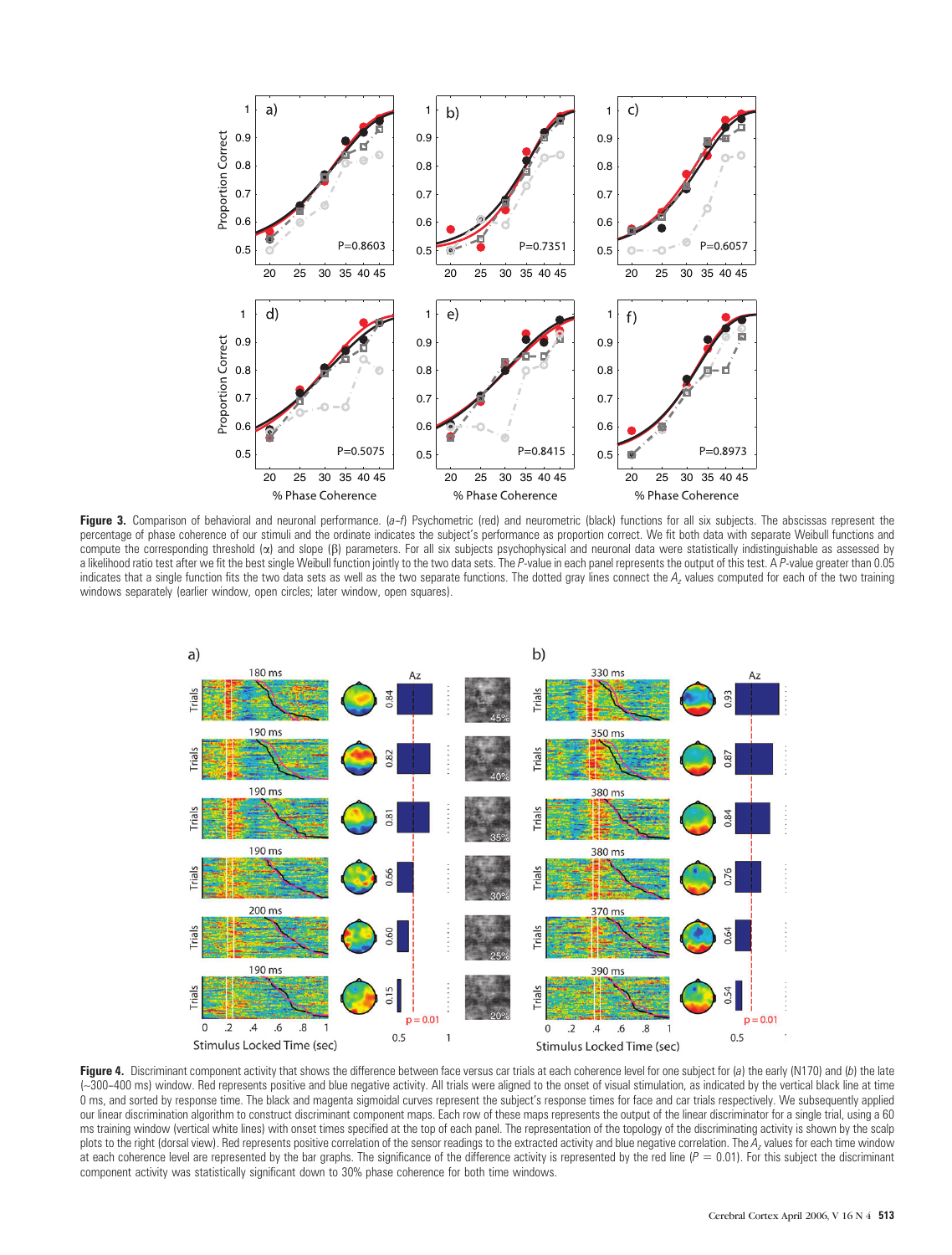**Figure 3.** Comparison of behavioral and neuronal performance. (*a*–*f*) Psychometric (red) and neurometric (black) functions for all six subjects. The abscissas represent the percentage of phase coherence of our stimuli and the ordinate indicates the subject's performance as proportion correct. We fit both data with separate Weibull functions and compute the corresponding threshold ($\alpha$) and slope ($\beta$) parameters. For all six subjects psychophysical and neuronal data were statistically indistinguishable as assessed by a likelihood ratio test after we fit the best single Weibull function jointly to the two data sets. The *P*-value in each panel represents the output of this test. A *P*-value greater than 0.05 indicates that a single function fits the two data sets as well as the two separate functions. The dotted gray lines connect the $A_z$ values computed for each of the two training windows separately (earlier window, open circles; later window, open squares).

**Figure 4.** Discriminant component activity that shows the difference between face versus car trials at each coherence level for one subject for (*a*) the early (N170) and (*b*) the late (~300–400 ms) window. Red represents positive and blue negative activity. All trials were aligned to the onset of visual stimulation, as indicated by the vertical black line at time 0 ms, and sorted by response time. The black and magenta sigmoidal curves represent the subject's response times for face and car trials respectively. We subsequently applied our linear discrimination algorithm to construct discriminant component maps. Each row of these maps represents the output of the linear discriminator for a single trial, using a 60 ms training window (vertical white lines) with onset times specified at the top of each panel. The representation of the topology of the discriminating activity is shown by the scalp plots to the right (dorsal view). Red represents positive correlation of the sensor readings to the extracted activity and blue negative correlation. The $A_z$ values for each time window at each coherence level are represented by the bar graphs. The significance of the difference activity is represented by the red line ($P$ = 0.01). For this subject the discriminant component activity was statistically significant down to 30% phase coherence for both time windows.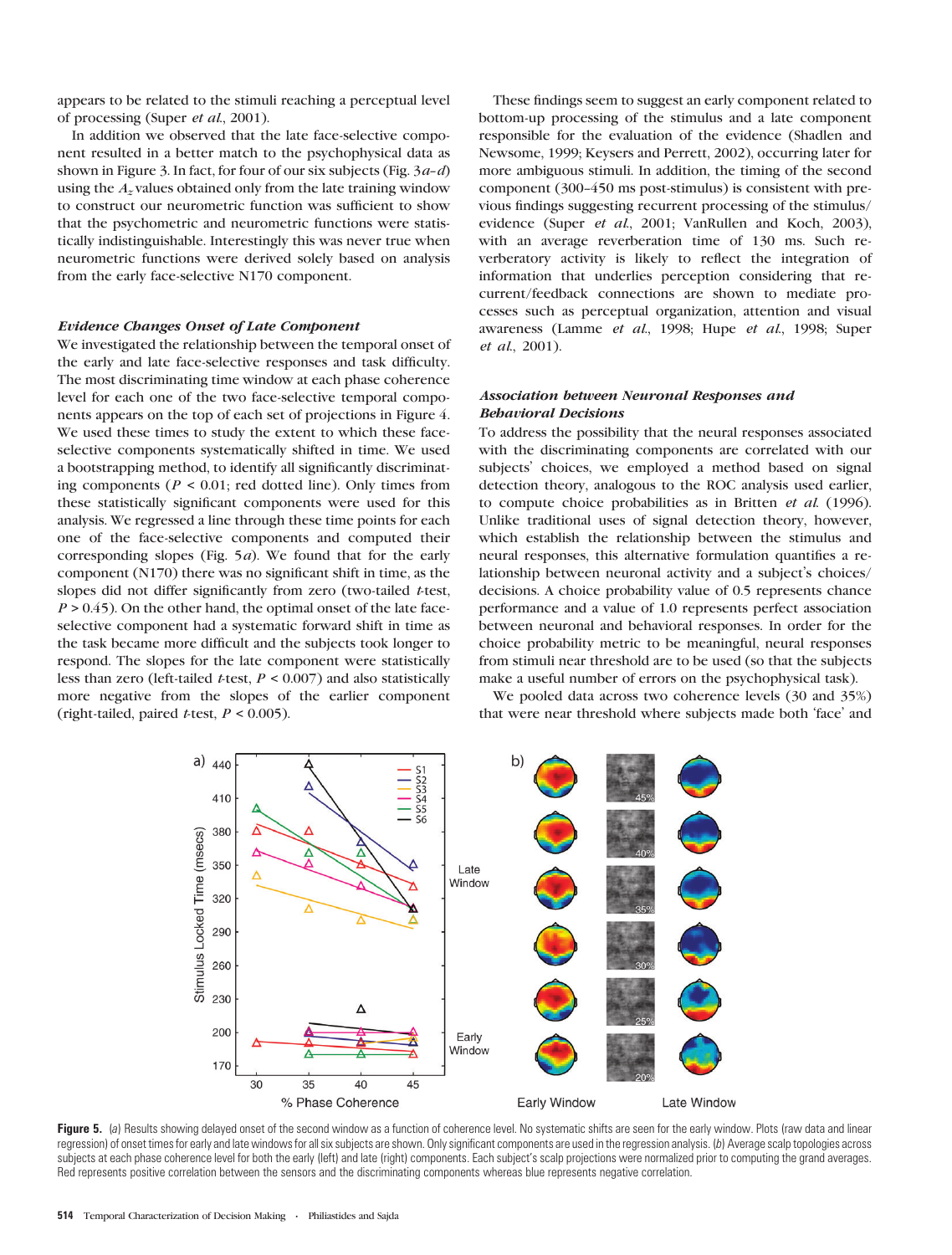appears to be related to the stimuli reaching a perceptual level of processing (Super *et al.*, 2001).

In addition we observed that the late face-selective component resulted in a better match to the psychophysical data as shown in Figure 3. In fact, for four of our six subjects (Fig. 3*a*–*d*) using the $A_z$ values obtained only from the late training window to construct our neurometric function was sufficient to show that the psychometric and neurometric functions were statistically indistinguishable. Interestingly this was never true when neurometric functions were derived solely based on analysis from the early face-selective N170 component.

### *Evidence Changes Onset of Late Component*

We investigated the relationship between the temporal onset of the early and late face-selective responses and task difficulty. The most discriminating time window at each phase coherence level for each one of the two face-selective temporal components appears on the top of each set of projections in Figure 4. We used these times to study the extent to which these face-selective components systematically shifted in time. We used a bootstrapping method, to identify all significantly discriminating components ($P < 0.01$; red dotted line). Only times from these statistically significant components were used for this analysis. We regressed a line through these time points for each one of the face-selective components and computed their corresponding slopes (Fig. 5*a*). We found that for the early component (N170) there was no significant shift in time, as the slopes did not differ significantly from zero (two-tailed *t*-test, $P > 0.45$). On the other hand, the optimal onset of the late face-selective component had a systematic forward shift in time as the task became more difficult and the subjects took longer to respond. The slopes for the late component were statistically less than zero (left-tailed *t*-test, $P < 0.007$) and also statistically more negative from the slopes of the earlier component (right-tailed, paired *t*-test, $P < 0.005$).

These findings seem to suggest an early component related to bottom-up processing of the stimulus and a late component responsible for the evaluation of the evidence (Shadlen and Newsome, 1999; Keysers and Perrett, 2002), occurring later for more ambiguous stimuli. In addition, the timing of the second component (300–450 ms post-stimulus) is consistent with previous findings suggesting recurrent processing of the stimulus/evidence (Super *et al.*, 2001; VanRullen and Koch, 2003), with an average reverberation time of 130 ms. Such reverberatory activity is likely to reflect the integration of information that underlies perception considering that recurrent/feedback connections are shown to mediate processes such as perceptual organization, attention and visual awareness (Lamme *et al.*, 1998; Hupe *et al.*, 1998; Super *et al.*, 2001).

### *Association between Neuronal Responses and Behavioral Decisions*

To address the possibility that the neural responses associated with the discriminating components are correlated with our subjects' choices, we employed a method based on signal detection theory, analogous to the ROC analysis used earlier, to compute choice probabilities as in Britten *et al.* (1996). Unlike traditional uses of signal detection theory, however, which establish the relationship between the stimulus and neural responses, this alternative formulation quantifies a relationship between neuronal activity and a subject's choices/decisions. A choice probability value of 0.5 represents chance performance and a value of 1.0 represents perfect association between neuronal and behavioral responses. In order for the choice probability metric to be meaningful, neural responses from stimuli near threshold are to be used (so that the subjects make a useful number of errors on the psychophysical task).

We pooled data across two coherence levels (30 and 35%) that were near threshold where subjects made both 'face' and

**Figure 5.** (*a*) Results showing delayed onset of the second window as a function of coherence level. No systematic shifts are seen for the early window. Plots (raw data and linear regression) of onset times for early and late windows for all six subjects are shown. Only significant components are used in the regression analysis. (*b*) Average scalp topologies across subjects at each phase coherence level for both the early (left) and late (right) components. Each subject's scalp projections were normalized prior to computing the grand averages. Red represents positive correlation between the sensors and the discriminating components whereas blue represents negative correlation.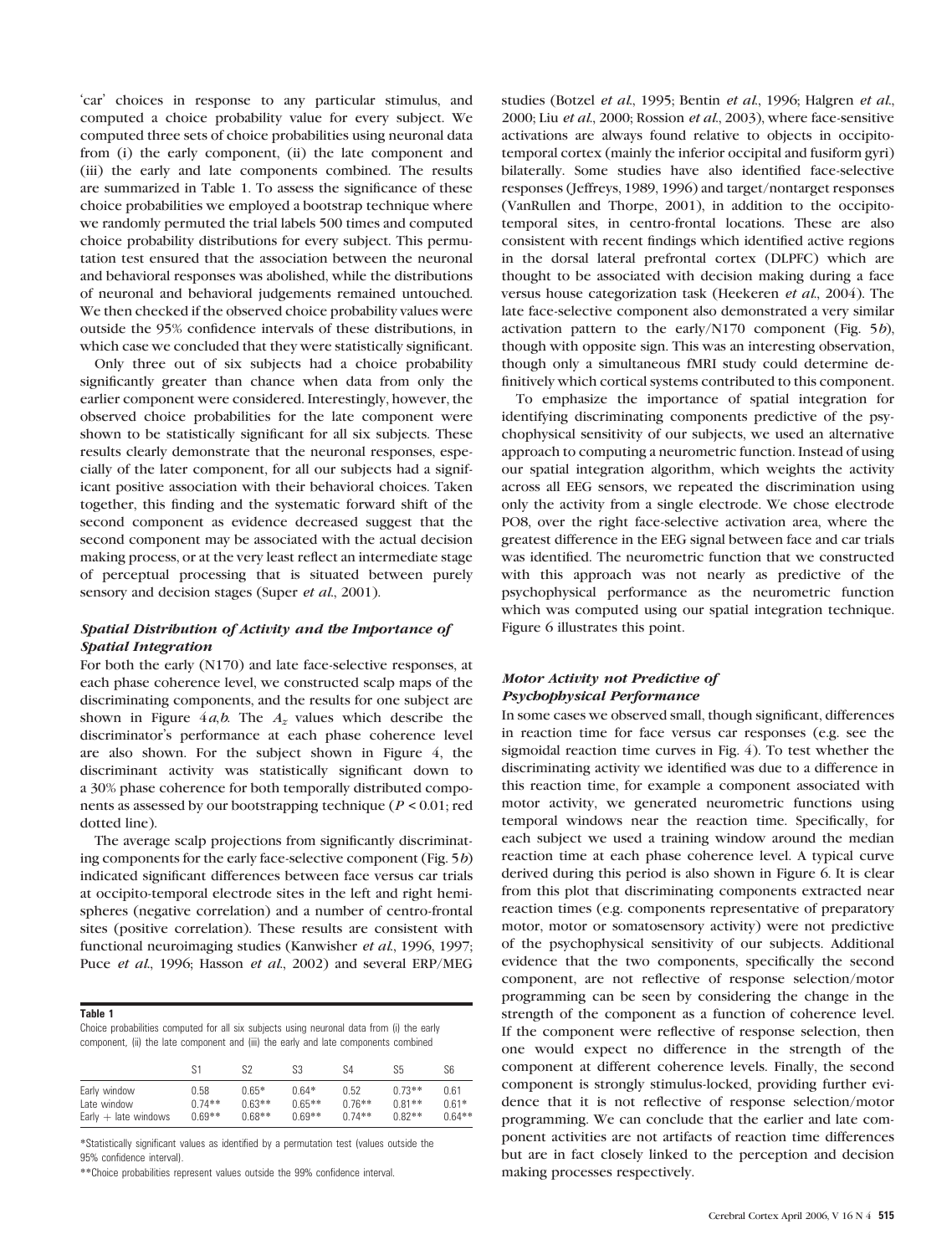'car' choices in response to any particular stimulus, and computed a choice probability value for every subject. We computed three sets of choice probabilities using neuronal data from (i) the early component, (ii) the late component and (iii) the early and late components combined. The results are summarized in Table 1. To assess the significance of these choice probabilities we employed a bootstrap technique where we randomly permuted the trial labels 500 times and computed choice probability distributions for every subject. This permutation test ensured that the association between the neuronal and behavioral responses was abolished, while the distributions of neuronal and behavioral judgements remained untouched. We then checked if the observed choice probability values were outside the 95% confidence intervals of these distributions, in which case we concluded that they were statistically significant.

Only three out of six subjects had a choice probability significantly greater than chance when data from only the earlier component were considered. Interestingly, however, the observed choice probabilities for the late component were shown to be statistically significant for all six subjects. These results clearly demonstrate that the neuronal responses, especially of the later component, for all our subjects had a significant positive association with their behavioral choices. Taken together, this finding and the systematic forward shift of the second component as evidence decreased suggest that the second component may be associated with the actual decision making process, or at the very least reflect an intermediate stage of perceptual processing that is situated between purely sensory and decision stages (Super *et al.*, 2001).

### *Spatial Distribution of Activity and the Importance of Spatial Integration*

For both the early (N170) and late face-selective responses, at each phase coherence level, we constructed scalp maps of the discriminating components, and the results for one subject are shown in Figure 4*a*,*b*. The $A_z$ values which describe the discriminator's performance at each phase coherence level are also shown. For the subject shown in Figure 4, the discriminant activity was statistically significant down to a 30% phase coherence for both temporally distributed components as assessed by our bootstrapping technique ($P < 0.01$; red dotted line).

The average scalp projections from significantly discriminating components for the early face-selective component (Fig. 5*b*) indicated significant differences between face versus car trials at occipito-temporal electrode sites in the left and right hemispheres (negative correlation) and a number of centro-frontal sites (positive correlation). These results are consistent with functional neuroimaging studies (Kanwisher *et al.*, 1996, 1997; Puce *et al.*, 1996; Hasson *et al.*, 2002) and several ERP/MEG studies (Botzel *et al.*, 1995; Bentin *et al.*, 1996; Halgren *et al.*, 2000; Liu *et al.*, 2000; Rossion *et al.*, 2003), where face-sensitive activations are always found relative to objects in occipitotemporal cortex (mainly the inferior occipital and fusiform gyri) bilaterally. Some studies have also identified face-selective responses (Jeffreys, 1989, 1996) and target/nontarget responses (VanRullen and Thorpe, 2001), in addition to the occipitotemporal sites, in centro-frontal locations. These are also consistent with recent findings which identified active regions in the dorsal lateral prefrontal cortex (DLPFC) which are thought to be associated with decision making during a face versus house categorization task (Heekeren *et al.*, 2004). The late face-selective component also demonstrated a very similar activation pattern to the early/N170 component (Fig. 5*b*), though with opposite sign. This was an interesting observation, though only a simultaneous fMRI study could determine definitively which cortical systems contributed to this component.

To emphasize the importance of spatial integration for identifying discriminating components predictive of the psychophysical sensitivity of our subjects, we used an alternative approach to computing a neurometric function. Instead of using our spatial integration algorithm, which weights the activity across all EEG sensors, we repeated the discrimination using only the activity from a single electrode. We chose electrode PO8, over the right face-selective activation area, where the greatest difference in the EEG signal between face and car trials was identified. The neurometric function that we constructed with this approach was not nearly as predictive of the psychophysical performance as the neurometric function which was computed using our spatial integration technique. Figure 6 illustrates this point.

**Table 1**

Choice probabilities computed for all six subjects using neuronal data from (i) the early component, (ii) the late component and (iii) the early and late components combined

| | S1 | S2 | S3 | S4 | S5 | S6 |
|---|---|---|---|---|---|---|
| Early window | 0.58 | 0.65* | 0.64* | 0.52 | 0.73** | 0.61 |
| Late window | 0.74** | 0.63** | 0.65** | 0.76** | 0.81** | 0.61* |
| Early + late windows | 0.69** | 0.68** | 0.69** | 0.74** | 0.82** | 0.64** |

*Statistically significant values as identified by a permutation test (values outside the 95% confidence interval).

**Choice probabilities represent values outside the 99% confidence interval.

### *Motor Activity not Predictive of Psychophysical Performance*

In some cases we observed small, though significant, differences in reaction time for face versus car responses (e.g. see the sigmoidal reaction time curves in Fig. 4). To test whether the discriminating activity we identified was due to a difference in this reaction time, for example a component associated with motor activity, we generated neurometric functions using temporal windows near the reaction time. Specifically, for each subject we used a training window around the median reaction time at each phase coherence level. A typical curve derived during this period is also shown in Figure 6. It is clear from this plot that discriminating components extracted near reaction times (e.g. components representative of preparatory motor, motor or somatosensory activity) were not predictive of the psychophysical sensitivity of our subjects. Additional evidence that the two components, specifically the second component, are not reflective of response selection/motor programming can be seen by considering the change in the strength of the component as a function of coherence level. If the component were reflective of response selection, then one would expect no difference in the strength of the component at different coherence levels. Finally, the second component is strongly stimulus-locked, providing further evidence that it is not reflective of response selection/motor programming. We can conclude that the earlier and late component activities are not artifacts of reaction time differences but are in fact closely linked to the perception and decision making processes respectively.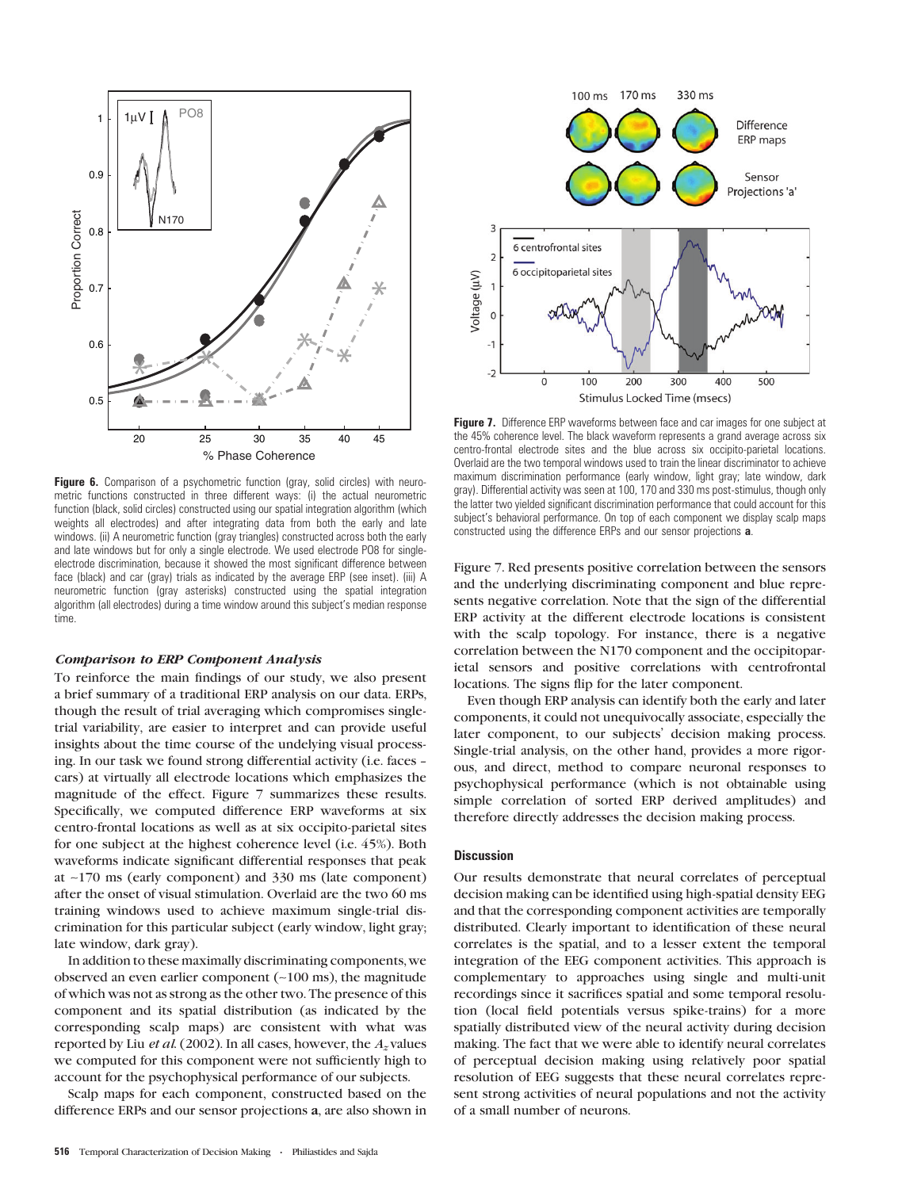1μV
PO8
N170
Proportion Correct
1
0.9
0.8
0.7
0.6
0.5
20
25
30
35
40
45
% Phase Coherence

**Figure 6.** Comparison of a psychometric function (gray, solid circles) with neurometric functions constructed in three different ways: (i) the actual neurometric function (black, solid circles) constructed using our spatial integration algorithm (which weights all electrodes) and after integrating data from both the early and late windows. (ii) A neurometric function (gray triangles) constructed across both the early and late windows but for only a single electrode. We used electrode PO8 for single-electrode discrimination, because it showed the most significant difference between face (black) and car (gray) trials as indicated by the average ERP (see inset). (iii) A neurometric function (gray asterisks) constructed using the spatial integration algorithm (all electrodes) during a time window around this subject's median response time.

### *Comparison to ERP Component Analysis*

To reinforce the main findings of our study, we also present a brief summary of a traditional ERP analysis on our data. ERPs, though the result of trial averaging which compromises single-trial variability, are easier to interpret and can provide useful insights about the time course of the undelying visual processing. In our task we found strong differential activity (i.e. faces – cars) at virtually all electrode locations which emphasizes the magnitude of the effect. Figure 7 summarizes these results. Specifically, we computed difference ERP waveforms at six centro-frontal locations as well as at six occipito-parietal sites for one subject at the highest coherence level (i.e. 45%). Both waveforms indicate significant differential responses that peak at ~170 ms (early component) and 330 ms (late component) after the onset of visual stimulation. Overlaid are the two 60 ms training windows used to achieve maximum single-trial discrimination for this particular subject (early window, light gray; late window, dark gray).

In addition to these maximally discriminating components, we observed an even earlier component (~100 ms), the magnitude of which was not as strong as the other two. The presence of this component and its spatial distribution (as indicated by the corresponding scalp maps) are consistent with what was reported by Liu *et al.* (2002). In all cases, however, the $A_z$ values we computed for this component were not sufficiently high to account for the psychophysical performance of our subjects.

Scalp maps for each component, constructed based on the difference ERPs and our sensor projections **a**, are also shown in

100 ms
170 ms
330 ms
Difference ERP maps
Sensor Projections 'a'
6 centrofrontal sites
6 occipitoparietal sites
Voltage (μV)
3
2
1
0
-1
-2
0
100
200
300
400
500
Stimulus Locked Time (msecs)

**Figure 7.** Difference ERP waveforms between face and car images for one subject at the 45% coherence level. The black waveform represents a grand average across six centro-frontal electrode sites and the blue across six occipito-parietal locations. Overlaid are the two temporal windows used to train the linear discriminator to achieve maximum discrimination performance (early window, light gray; late window, dark gray). Differential activity was seen at 100, 170 and 330 ms post-stimulus, though only the latter two yielded significant discrimination performance that could account for this subject's behavioral performance. On top of each component we display scalp maps constructed using the difference ERPs and our sensor projections **a**.

Figure 7. Red presents positive correlation between the sensors and the underlying discriminating component and blue represents negative correlation. Note that the sign of the differential ERP activity at the different electrode locations is consistent with the scalp topology. For instance, there is a negative correlation between the N170 component and the occipitoparietal sensors and positive correlations with centrofrontal locations. The signs flip for the later component.

Even though ERP analysis can identify both the early and later components, it could not unequivocally associate, especially the later component, to our subjects' decision making process. Single-trial analysis, on the other hand, provides a more rigorous, and direct, method to compare neuronal responses to psychophysical performance (which is not obtainable using simple correlation of sorted ERP derived amplitudes) and therefore directly addresses the decision making process.

## Discussion

Our results demonstrate that neural correlates of perceptual decision making can be identified using high-spatial density EEG and that the corresponding component activities are temporally distributed. Clearly important to identification of these neural correlates is the spatial, and to a lesser extent the temporal integration of the EEG component activities. This approach is complementary to approaches using single and multi-unit recordings since it sacrifices spatial and some temporal resolution (local field potentials versus spike-trains) for a more spatially distributed view of the neural activity during decision making. The fact that we were able to identify neural correlates of perceptual decision making using relatively poor spatial resolution of EEG suggests that these neural correlates represent strong activities of neural populations and not the activity of a small number of neurons.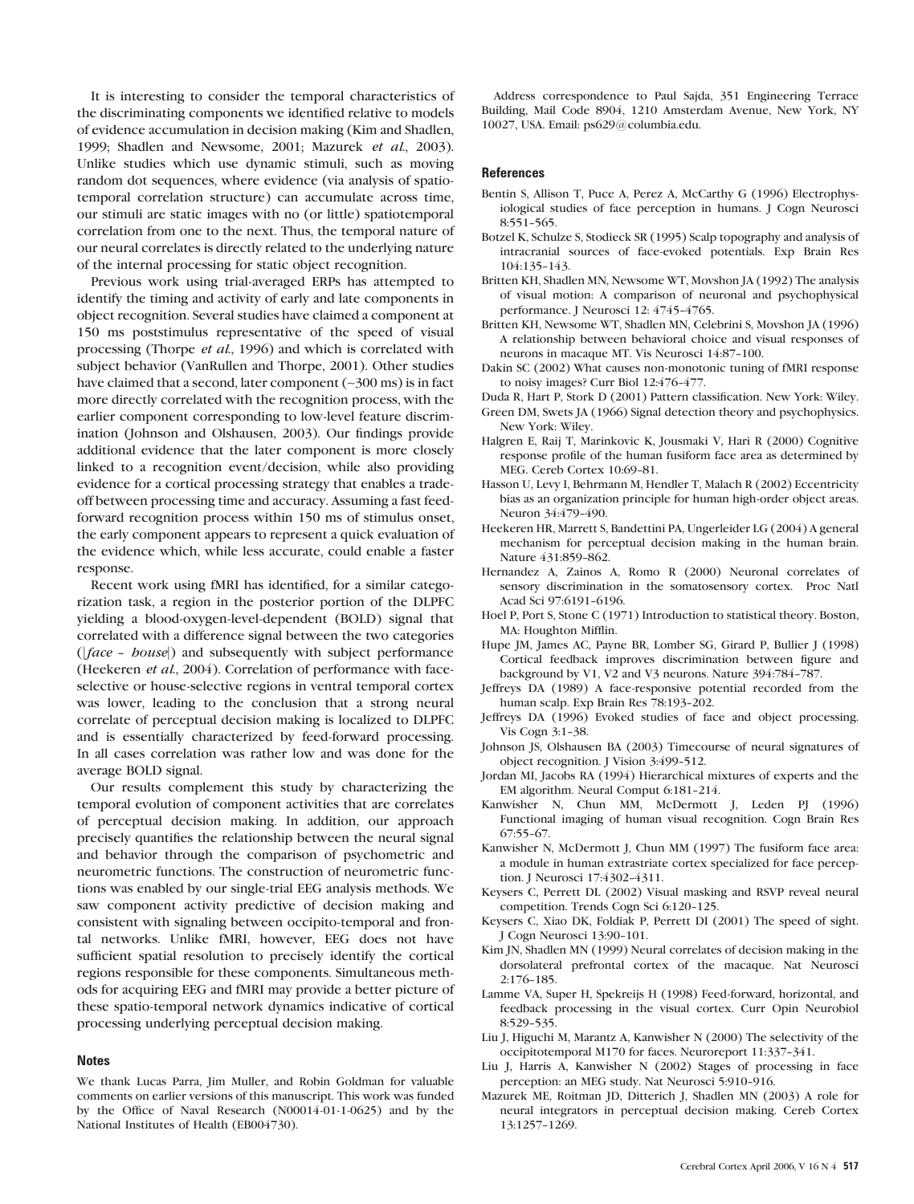It is interesting to consider the temporal characteristics of the discriminating components we identified relative to models of evidence accumulation in decision making (Kim and Shadlen, 1999; Shadlen and Newsome, 2001; Mazurek *et al*., 2003). Unlike studies which use dynamic stimuli, such as moving random dot sequences, where evidence (via analysis of spatio-temporal correlation structure) can accumulate across time, our stimuli are static images with no (or little) spatiotemporal correlation from one to the next. Thus, the temporal nature of our neural correlates is directly related to the underlying nature of the internal processing for static object recognition.

Previous work using trial-averaged ERPs has attempted to identify the timing and activity of early and late components in object recognition. Several studies have claimed a component at 150 ms poststimulus representative of the speed of visual processing (Thorpe *et al*., 1996) and which is correlated with subject behavior (VanRullen and Thorpe, 2001). Other studies have claimed that a second, later component (~300 ms) is in fact more directly correlated with the recognition process, with the earlier component corresponding to low-level feature discrimination (Johnson and Olshausen, 2003). Our findings provide additional evidence that the later component is more closely linked to a recognition event/decision, while also providing evidence for a cortical processing strategy that enables a trade-off between processing time and accuracy. Assuming a fast feed-forward recognition process within 150 ms of stimulus onset, the early component appears to represent a quick evaluation of the evidence which, while less accurate, could enable a faster response.

Recent work using fMRI has identified, for a similar categorization task, a region in the posterior portion of the DLPFC yielding a blood-oxygen-level-dependent (BOLD) signal that correlated with a difference signal between the two categories ($|face - house|$) and subsequently with subject performance (Heekeren *et al*., 2004). Correlation of performance with face-selective or house-selective regions in ventral temporal cortex was lower, leading to the conclusion that a strong neural correlate of perceptual decision making is localized to DLPFC and is essentially characterized by feed-forward processing. In all cases correlation was rather low and was done for the average BOLD signal.

Our results complement this study by characterizing the temporal evolution of component activities that are correlates of perceptual decision making. In addition, our approach precisely quantifies the relationship between the neural signal and behavior through the comparison of psychometric and neurometric functions. The construction of neurometric functions was enabled by our single-trial EEG analysis methods. We saw component activity predictive of decision making and consistent with signaling between occipito-temporal and frontal networks. Unlike fMRI, however, EEG does not have sufficient spatial resolution to precisely identify the cortical regions responsible for these components. Simultaneous methods for acquiring EEG and fMRI may provide a better picture of these spatio-temporal network dynamics indicative of cortical processing underlying perceptual decision making.

## Notes

We thank Lucas Parra, Jim Muller, and Robin Goldman for valuable comments on earlier versions of this manuscript. This work was funded by the Office of Naval Research (N00014-01-1-0625) and by the National Institutes of Health (EB004730).

Address correspondence to Paul Sajda, 351 Engineering Terrace Building, Mail Code 8904, 1210 Amsterdam Avenue, New York, NY 10027, USA. Email: ps629@columbia.edu.

## References

Bentin S, Allison T, Puce A, Perez A, McCarthy G (1996) Electrophysiological studies of face perception in humans. J Cogn Neurosci 8:551-565.

Botzel K, Schulze S, Stodieck SR (1995) Scalp topography and analysis of intracranial sources of face-evoked potentials. Exp Brain Res 104:135-143.

Britten KH, Shadlen MN, Newsome WT, Movshon JA (1992) The analysis of visual motion: A comparison of neuronal and psychophysical performance. J Neurosci 12: 4745-4765.

Britten KH, Newsome WT, Shadlen MN, Celebrini S, Movshon JA (1996) A relationship between behavioral choice and visual responses of neurons in macaque MT. Vis Neurosci 14:87-100.

Dakin SC (2002) What causes non-monotonic tuning of fMRI response to noisy images? Curr Biol 12:476-477.

Duda R, Hart P, Stork D (2001) Pattern classification. New York: Wiley.

Green DM, Swets JA (1966) Signal detection theory and psychophysics. New York: Wiley.

Halgren E, Raij T, Marinkovic K, Jousmaki V, Hari R (2000) Cognitive response profile of the human fusiform face area as determined by MEG. Cereb Cortex 10:69-81.

Hasson U, Levy I, Behrmann M, Hendler T, Malach R (2002) Eccentricity bias as an organization principle for human high-order object areas. Neuron 34:479-490.

Heekeren HR, Marrett S, Bandettini PA, Ungerleider LG (2004) A general mechanism for perceptual decision making in the human brain. Nature 431:859-862.

Hernandez A, Zainos A, Romo R (2000) Neuronal correlates of sensory discrimination in the somatosensory cortex. Proc Natl Acad Sci 97:6191-6196.

Hoel P, Port S, Stone C (1971) Introduction to statistical theory. Boston, MA: Houghton Mifflin.

Hupe JM, James AC, Payne BR, Lomber SG, Girard P, Bullier J (1998) Cortical feedback improves discrimination between figure and background by V1, V2 and V3 neurons. Nature 394:784-787.

Jeffreys DA (1989) A face-responsive potential recorded from the human scalp. Exp Brain Res 78:193-202.

Jeffreys DA (1996) Evoked studies of face and object processing. Vis Cogn 3:1-38.

Johnson JS, Olshausen BA (2003) Timecourse of neural signatures of object recognition. J Vision 3:499-512.

Jordan MI, Jacobs RA (1994) Hierarchical mixtures of experts and the EM algorithm. Neural Comput 6:181-214.

Kanwisher N, Chun MM, McDermott J, Leden PJ (1996) Functional imaging of human visual recognition. Cogn Brain Res 67:55-67.

Kanwisher N, McDermott J, Chun MM (1997) The fusiform face area: a module in human extrastriate cortex specialized for face perception. J Neurosci 17:4302-4311.

Keysers C, Perrett DL (2002) Visual masking and RSVP reveal neural competition. Trends Cogn Sci 6:120-125.

Keysers C, Xiao DK, Foldiak P, Perrett DI (2001) The speed of sight. J Cogn Neurosci 13:90-101.

Kim JN, Shadlen MN (1999) Neural correlates of decision making in the dorsolateral prefrontal cortex of the macaque. Nat Neurosci 2:176-185.

Lamme VA, Super H, Spekreijs H (1998) Feed-forward, horizontal, and feedback processing in the visual cortex. Curr Opin Neurobiol 8:529-535.

Liu J, Higuchi M, Marantz A, Kanwisher N (2000) The selectivity of the occipitotemporal M170 for faces. Neuroreport 11:337-341.

Liu J, Harris A, Kanwisher N (2002) Stages of processing in face perception: an MEG study. Nat Neurosci 5:910-916.

Mazurek ME, Roitman JD, Ditterich J, Shadlen MN (2003) A role for neural integrators in perceptual decision making. Cereb Cortex 13:1257-1269.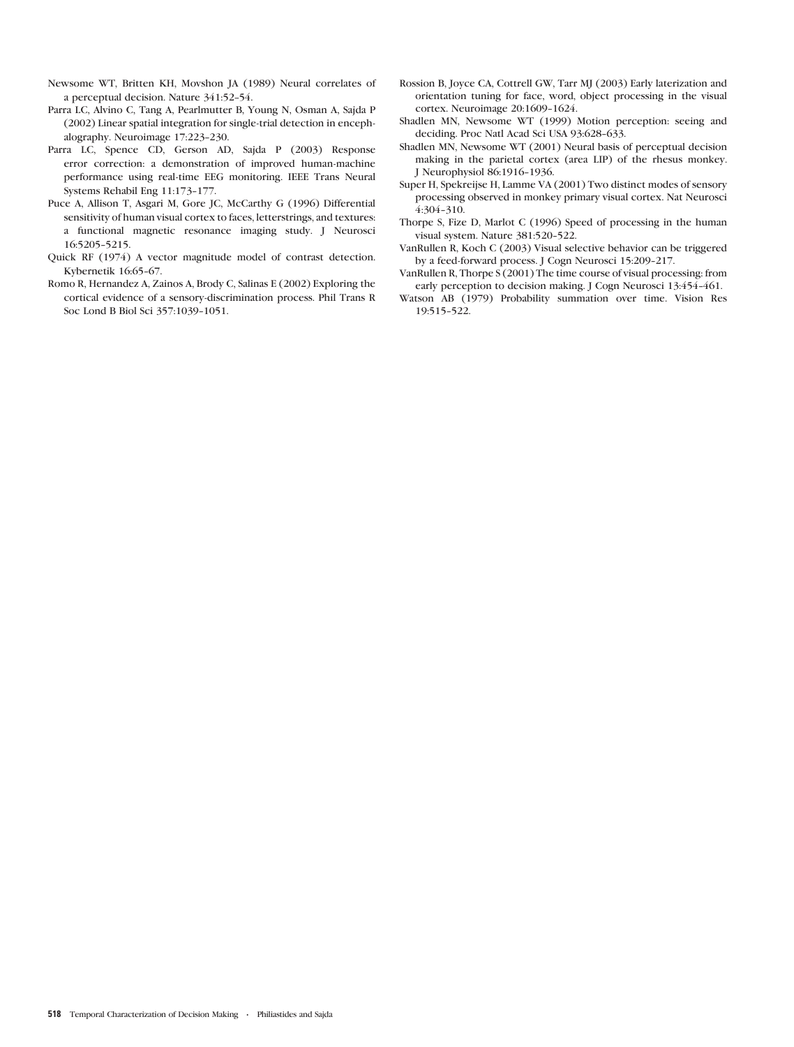Newsome WT, Britten KH, Movshon JA (1989) Neural correlates of a perceptual decision. Nature 341:52–54.

Parra LC, Alvino C, Tang A, Pearlmutter B, Young N, Osman A, Sajda P (2002) Linear spatial integration for single-trial detection in encephalography. Neuroimage 17:223–230.

Parra LC, Spence CD, Gerson AD, Sajda P (2003) Response error correction: a demonstration of improved human-machine performance using real-time EEG monitoring. IEEE Trans Neural Systems Rehabil Eng 11:173–177.

Puce A, Allison T, Asgari M, Gore JC, McCarthy G (1996) Differential sensitivity of human visual cortex to faces, letterstrings, and textures: a functional magnetic resonance imaging study. J Neurosci 16:5205–5215.

Quick RF (1974) A vector magnitude model of contrast detection. Kybernetik 16:65–67.

Romo R, Hernandez A, Zainos A, Brody C, Salinas E (2002) Exploring the cortical evidence of a sensory-discrimination process. Phil Trans R Soc Lond B Biol Sci 357:1039–1051.

Rossion B, Joyce CA, Cottrell GW, Tarr MJ (2003) Early laterization and orientation tuning for face, word, object processing in the visual cortex. Neuroimage 20:1609–1624.

Shadlen MN, Newsome WT (1999) Motion perception: seeing and deciding. Proc Natl Acad Sci USA 93:628–633.

Shadlen MN, Newsome WT (2001) Neural basis of perceptual decision making in the parietal cortex (area LIP) of the rhesus monkey. J Neurophysiol 86:1916–1936.

Super H, Spekreijse H, Lamme VA (2001) Two distinct modes of sensory processing observed in monkey primary visual cortex. Nat Neurosci 4:304–310.

Thorpe S, Fize D, Marlot C (1996) Speed of processing in the human visual system. Nature 381:520–522.

VanRullen R, Koch C (2003) Visual selective behavior can be triggered by a feed-forward process. J Cogn Neurosci 15:209–217.

VanRullen R, Thorpe S (2001) The time course of visual processing: from early perception to decision making. J Cogn Neurosci 13:454–461.

Watson AB (1979) Probability summation over time. Vision Res 19:515–522.